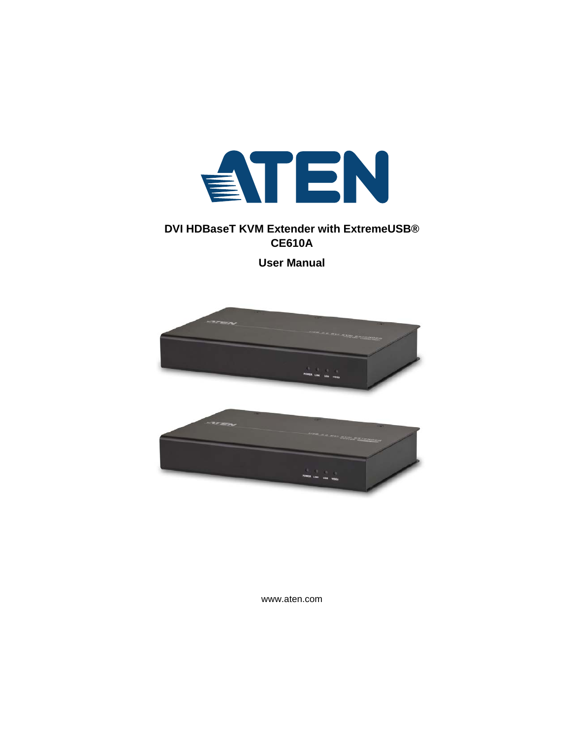# DVI HDBaseT KVM Extender with ExtremeUSB®

## CE610A

## User Manual

www.aten.com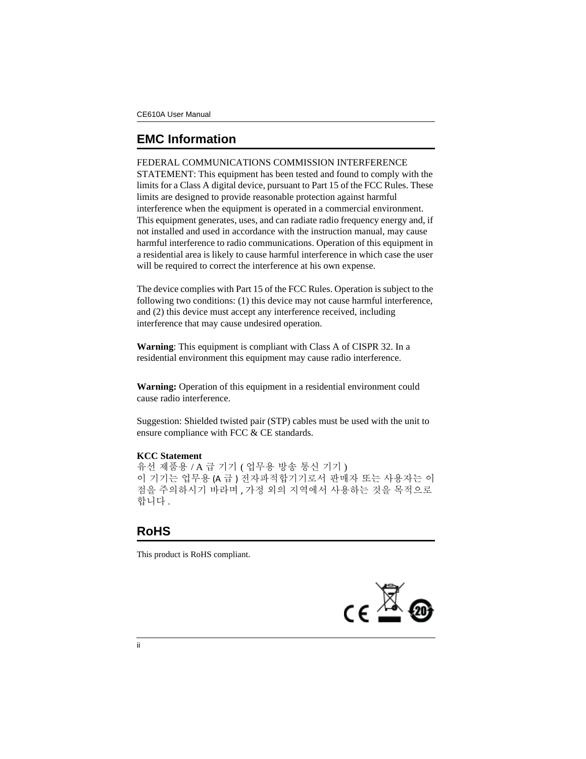## EMC Information

FEDERAL COMMUNICATIONS COMMISSION INTERFERENCE STATEMENT: This equipment has been tested and found to comply with the limits for a Class A digital device, pursuant to Part 15 of the FCC Rules. These limits are designed to provide reasonable protection against harmful interference when the equipment is operated in a commercial environment. This equipment generates, uses, and can radiate radio frequency energy and, if not installed and used in accordance with the instruction manual, may cause harmful interference to radio communications. Operation of this equipment in a residential area is likely to cause harmful interference in which case the user will be required to correct the interference at his own expense.

The device complies with Part 15 of the FCC Rules. Operation is subject to the following two conditions: (1) this device may not cause harmful interference, and (2) this device must accept any interference received, including interference that may cause undesired operation.

**Warning**: This equipment is compliant with Class A of CISPR 32. In a residential environment this equipment may cause radio interference.

**Warning:** Operation of this equipment in a residential environment could cause radio interference.

Suggestion: Shielded twisted pair (STP) cables must be used with the unit to ensure compliance with FCC & CE standards.

**KCC Statement**

유선 제품용 / A 급 기기 ( 업무용 방송 통신 기기 )
이 기기는 업무용 (A 급 ) 전자파적합기기로서 판매자 또는 사용자는 이 점을 주의하시기 바라며 , 가정 외의 지역에서 사용하는 것을 목적으로 합니다 .

## RoHS

This product is RoHS compliant.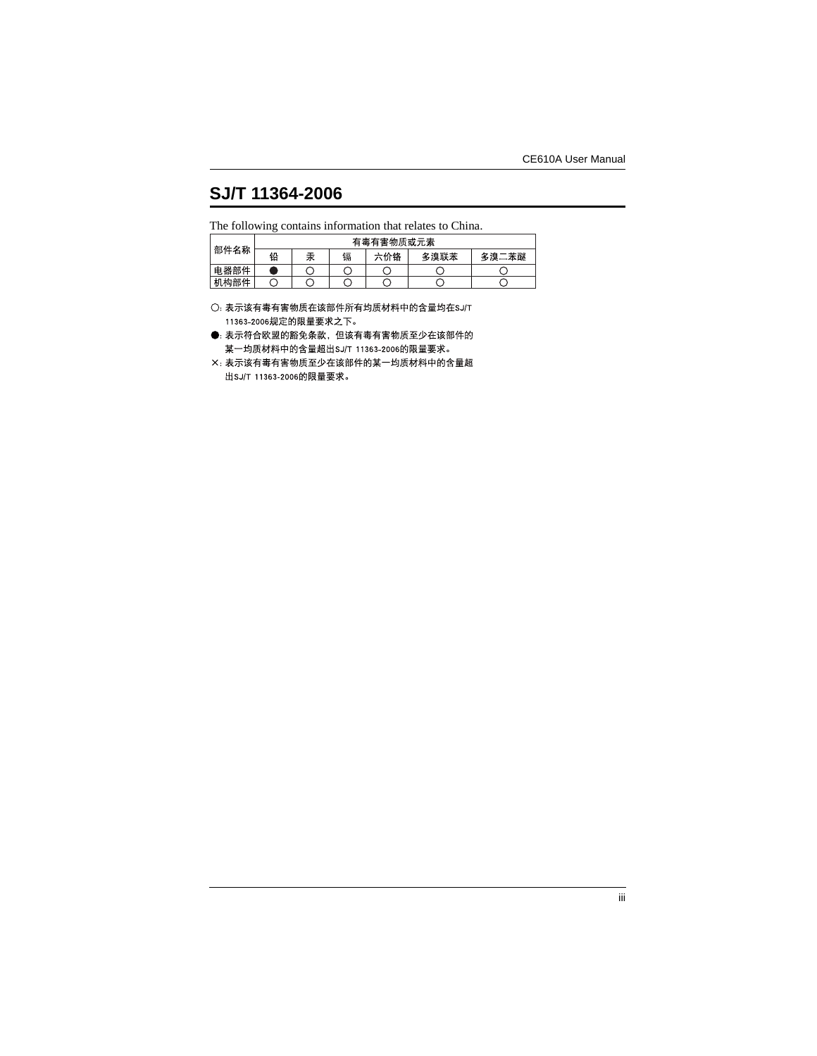# SJ/T 11364-2006

The following contains information that relates to China.

| 部件名称 | 有毒有害物质或元素 | | | | | |
|---|---|---|---|---|---|---|
| | 铅 | 汞 | 镉 | 六价铬 | 多溴联苯 | 多溴二苯醚 |
| 电器部件 | ● | ○ | ○ | ○ | ○ | ○ |
| 机构部件 | ○ | ○ | ○ | ○ | ○ | ○ |

○: 表示该有毒有害物质在该部件所有均质材料中的含量均在SJ/T 11363-2006规定的限量要求之下。

●: 表示符合欧盟的豁免条款，但该有毒有害物质至少在该部件的某一均质材料中的含量超出SJ/T 11363-2006的限量要求。

×: 表示该有毒有害物质至少在该部件的某一均质材料中的含量超出SJ/T 11363-2006的限量要求。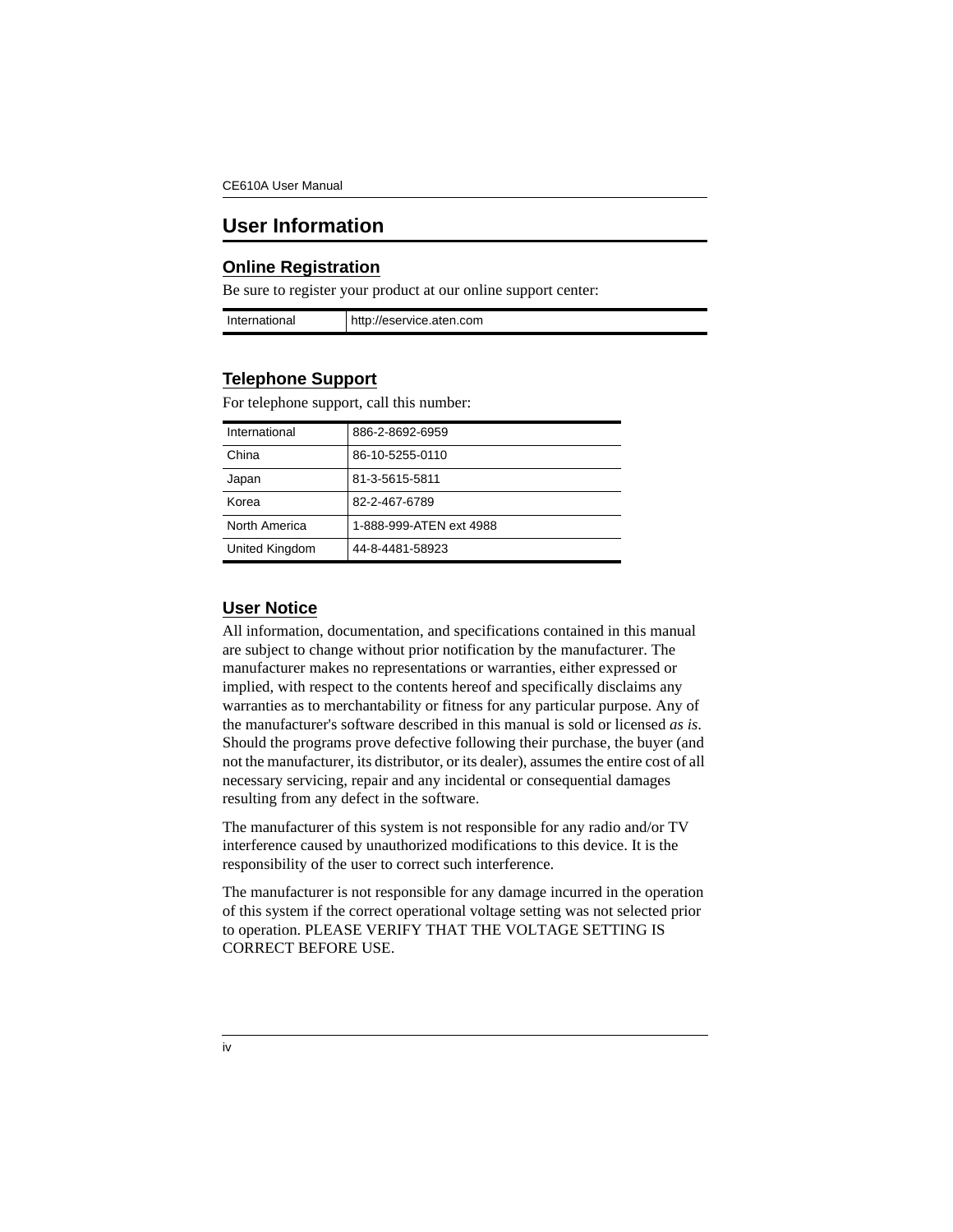# User Information

## Online Registration

Be sure to register your product at our online support center:

| International | http://eservice.aten.com |
|---|---|

## Telephone Support

For telephone support, call this number:

| International | 886-2-8692-6959 |
|---|---|
| China | 86-10-5255-0110 |
| Japan | 81-3-5615-5811 |
| Korea | 82-2-467-6789 |
| North America | 1-888-999-ATEN ext 4988 |
| United Kingdom | 44-8-4481-58923 |

## User Notice

All information, documentation, and specifications contained in this manual are subject to change without prior notification by the manufacturer. The manufacturer makes no representations or warranties, either expressed or implied, with respect to the contents hereof and specifically disclaims any warranties as to merchantability or fitness for any particular purpose. Any of the manufacturer's software described in this manual is sold or licensed *as is*. Should the programs prove defective following their purchase, the buyer (and not the manufacturer, its distributor, or its dealer), assumes the entire cost of all necessary servicing, repair and any incidental or consequential damages resulting from any defect in the software.

The manufacturer of this system is not responsible for any radio and/or TV interference caused by unauthorized modifications to this device. It is the responsibility of the user to correct such interference.

The manufacturer is not responsible for any damage incurred in the operation of this system if the correct operational voltage setting was not selected prior to operation. PLEASE VERIFY THAT THE VOLTAGE SETTING IS CORRECT BEFORE USE.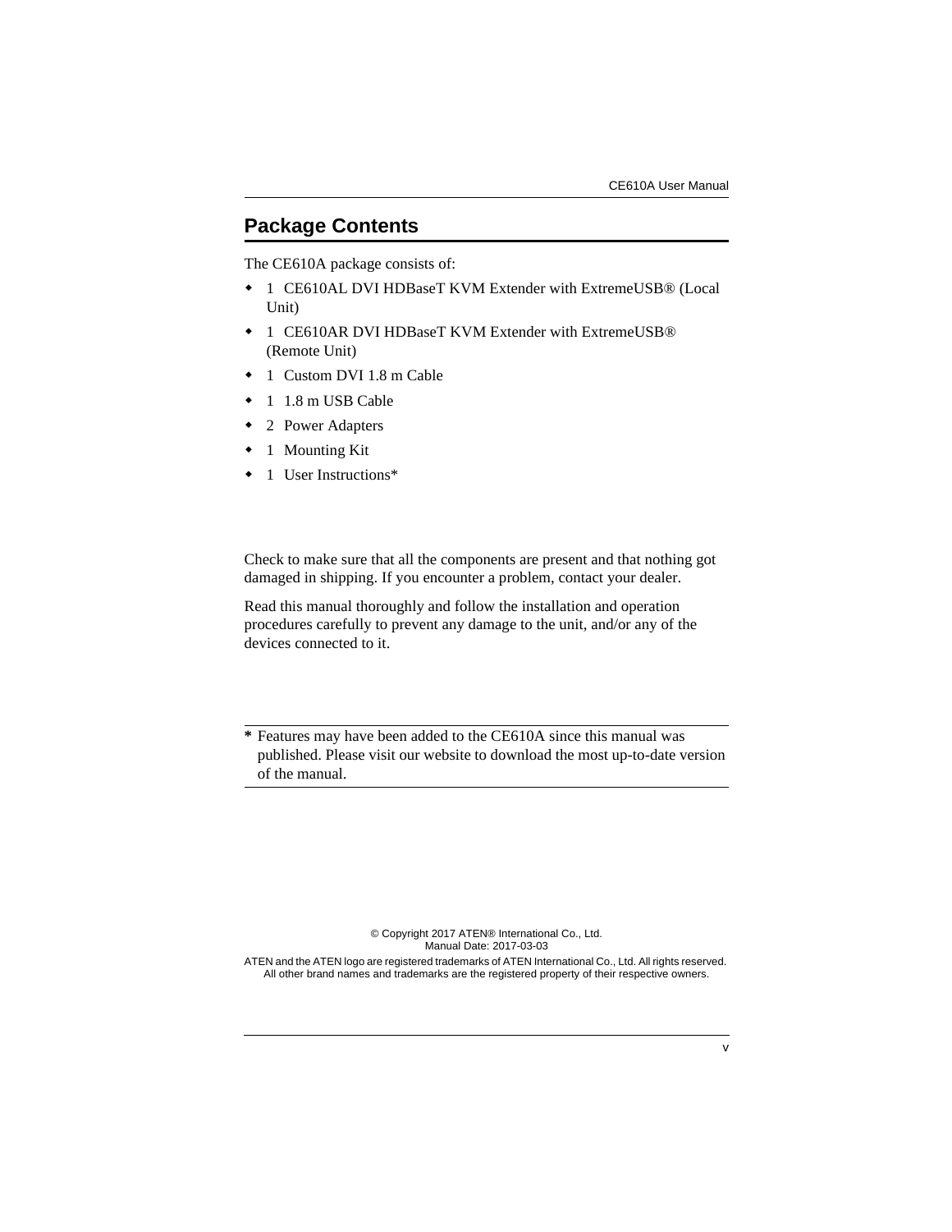## Package Contents

The CE610A package consists of:

- 1 CE610AL DVI HDBaseT KVM Extender with ExtremeUSB® (Local Unit)
- 1 CE610AR DVI HDBaseT KVM Extender with ExtremeUSB® (Remote Unit)
- 1 Custom DVI 1.8 m Cable
- 1 1.8 m USB Cable
- 2 Power Adapters
- 1 Mounting Kit
- 1 User Instructions*

Check to make sure that all the components are present and that nothing got damaged in shipping. If you encounter a problem, contact your dealer.

Read this manual thoroughly and follow the installation and operation procedures carefully to prevent any damage to the unit, and/or any of the devices connected to it.

---

**\*** Features may have been added to the CE610A since this manual was published. Please visit our website to download the most up-to-date version of the manual.

---

© Copyright 2017 ATEN® International Co., Ltd.
Manual Date: 2017-03-03

ATEN and the ATEN logo are registered trademarks of ATEN International Co., Ltd. All rights reserved. All other brand names and trademarks are the registered property of their respective owners.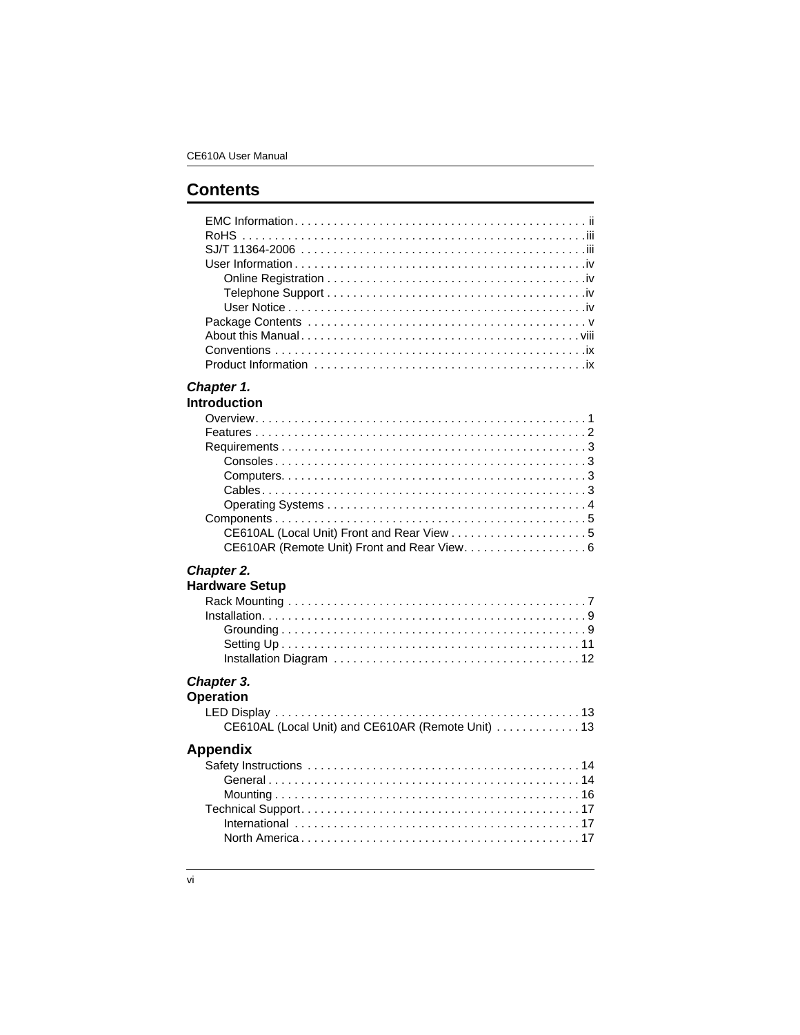## Contents

- EMC Information . . . . . . . . . . . . . . . . . . . . . . . . . . . . . . . . . . . . . . . . . . . . ii
- RoHS . . . . . . . . . . . . . . . . . . . . . . . . . . . . . . . . . . . . . . . . . . . . . . . . . . . iii
- SJ/T 11364-2006 . . . . . . . . . . . . . . . . . . . . . . . . . . . . . . . . . . . . . . . . . . . iii
- User Information . . . . . . . . . . . . . . . . . . . . . . . . . . . . . . . . . . . . . . . . . . . . iv
  - Online Registration . . . . . . . . . . . . . . . . . . . . . . . . . . . . . . . . . . . . . . . iv
  - Telephone Support . . . . . . . . . . . . . . . . . . . . . . . . . . . . . . . . . . . . . . . iv
  - User Notice . . . . . . . . . . . . . . . . . . . . . . . . . . . . . . . . . . . . . . . . . . . . iv
- Package Contents . . . . . . . . . . . . . . . . . . . . . . . . . . . . . . . . . . . . . . . . . . v
- About this Manual . . . . . . . . . . . . . . . . . . . . . . . . . . . . . . . . . . . . . . . . . . viii
- Conventions . . . . . . . . . . . . . . . . . . . . . . . . . . . . . . . . . . . . . . . . . . . . . . . ix
- Product Information . . . . . . . . . . . . . . . . . . . . . . . . . . . . . . . . . . . . . . . . . ix

### *Chapter 1.* Introduction

- Overview . . . . . . . . . . . . . . . . . . . . . . . . . . . . . . . . . . . . . . . . . . . . . . . . . . 1
- Features . . . . . . . . . . . . . . . . . . . . . . . . . . . . . . . . . . . . . . . . . . . . . . . . . . 2
- Requirements . . . . . . . . . . . . . . . . . . . . . . . . . . . . . . . . . . . . . . . . . . . . . . 3
  - Consoles . . . . . . . . . . . . . . . . . . . . . . . . . . . . . . . . . . . . . . . . . . . . . . . 3
  - Computers . . . . . . . . . . . . . . . . . . . . . . . . . . . . . . . . . . . . . . . . . . . . . . 3
  - Cables . . . . . . . . . . . . . . . . . . . . . . . . . . . . . . . . . . . . . . . . . . . . . . . . . 3
  - Operating Systems . . . . . . . . . . . . . . . . . . . . . . . . . . . . . . . . . . . . . . . . 4
- Components . . . . . . . . . . . . . . . . . . . . . . . . . . . . . . . . . . . . . . . . . . . . . . . 5
  - CE610AL (Local Unit) Front and Rear View . . . . . . . . . . . . . . . . . . . . . 5
  - CE610AR (Remote Unit) Front and Rear View . . . . . . . . . . . . . . . . . . . 6

### *Chapter 2.* Hardware Setup

- Rack Mounting . . . . . . . . . . . . . . . . . . . . . . . . . . . . . . . . . . . . . . . . . . . . . . 7
- Installation . . . . . . . . . . . . . . . . . . . . . . . . . . . . . . . . . . . . . . . . . . . . . . . . . 9
  - Grounding . . . . . . . . . . . . . . . . . . . . . . . . . . . . . . . . . . . . . . . . . . . . . . . 9
  - Setting Up . . . . . . . . . . . . . . . . . . . . . . . . . . . . . . . . . . . . . . . . . . . . . . 11
  - Installation Diagram . . . . . . . . . . . . . . . . . . . . . . . . . . . . . . . . . . . . . . 12

### *Chapter 3.* Operation

- LED Display . . . . . . . . . . . . . . . . . . . . . . . . . . . . . . . . . . . . . . . . . . . . . . . 13
  - CE610AL (Local Unit) and CE610AR (Remote Unit) . . . . . . . . . . . . . 13

### Appendix

- Safety Instructions . . . . . . . . . . . . . . . . . . . . . . . . . . . . . . . . . . . . . . . . . . 14
  - General . . . . . . . . . . . . . . . . . . . . . . . . . . . . . . . . . . . . . . . . . . . . . . . . 14
  - Mounting . . . . . . . . . . . . . . . . . . . . . . . . . . . . . . . . . . . . . . . . . . . . . . . 16
- Technical Support . . . . . . . . . . . . . . . . . . . . . . . . . . . . . . . . . . . . . . . . . . . 17
  - International . . . . . . . . . . . . . . . . . . . . . . . . . . . . . . . . . . . . . . . . . . . . 17
  - North America . . . . . . . . . . . . . . . . . . . . . . . . . . . . . . . . . . . . . . . . . . . 17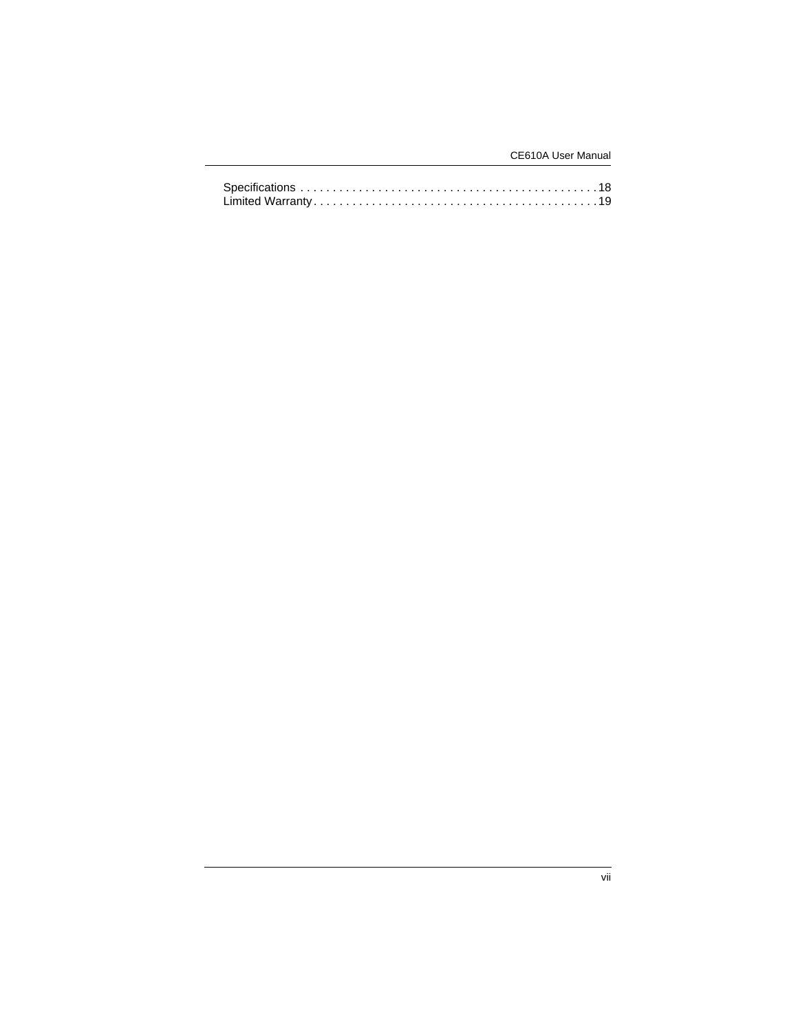Specifications . . . . . . . . . . . . . . . . . . . . . . . . . . . . . . . . . . . . . . . . . . . . . 18
Limited Warranty . . . . . . . . . . . . . . . . . . . . . . . . . . . . . . . . . . . . . . . . . . . . 19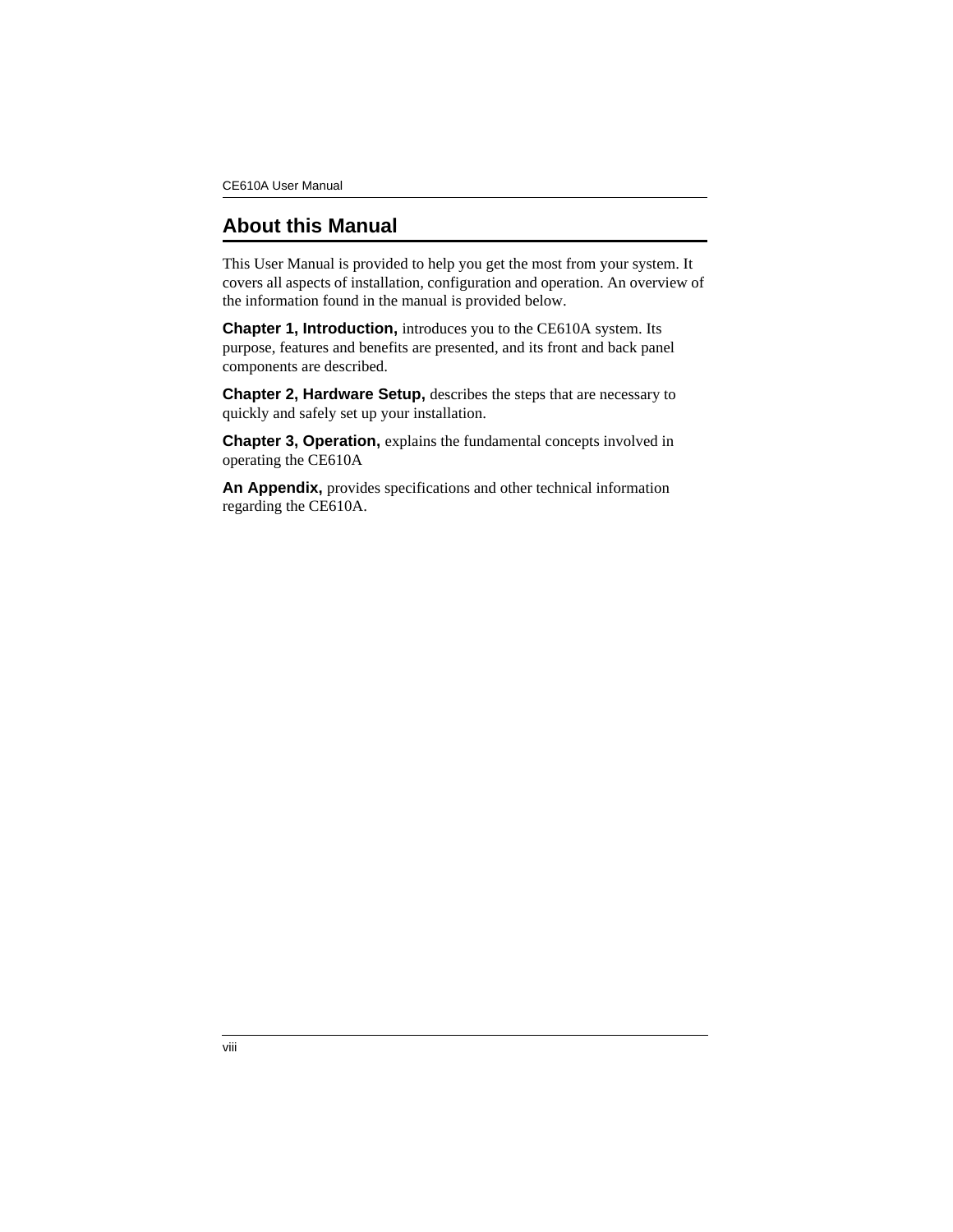## About this Manual

This User Manual is provided to help you get the most from your system. It covers all aspects of installation, configuration and operation. An overview of the information found in the manual is provided below.

**Chapter 1, Introduction,** introduces you to the CE610A system. Its purpose, features and benefits are presented, and its front and back panel components are described.

**Chapter 2, Hardware Setup,** describes the steps that are necessary to quickly and safely set up your installation.

**Chapter 3, Operation,** explains the fundamental concepts involved in operating the CE610A

**An Appendix,** provides specifications and other technical information regarding the CE610A.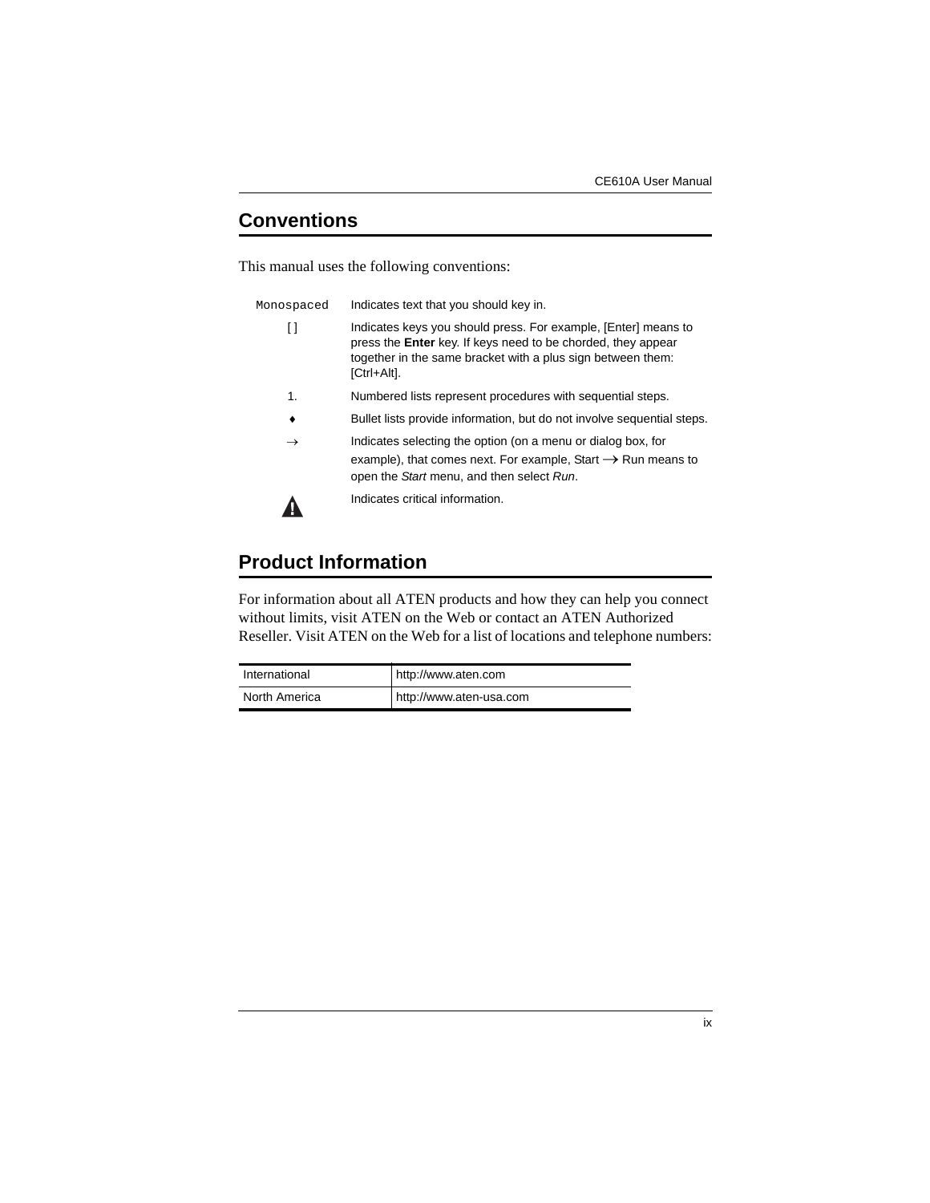## Conventions

This manual uses the following conventions:

| | |
|---|---|
| `Monospaced` | Indicates text that you should key in. |
| [ ] | Indicates keys you should press. For example, [Enter] means to press the **Enter** key. If keys need to be chorded, they appear together in the same bracket with a plus sign between them: [Ctrl+Alt]. |
| 1. | Numbered lists represent procedures with sequential steps. |
| ♦ | Bullet lists provide information, but do not involve sequential steps. |
| → | Indicates selecting the option (on a menu or dialog box, for example), that comes next. For example, Start → Run means to open the *Start* menu, and then select *Run*. |
| ⚠ | Indicates critical information. |

## Product Information

For information about all ATEN products and how they can help you connect without limits, visit ATEN on the Web or contact an ATEN Authorized Reseller. Visit ATEN on the Web for a list of locations and telephone numbers:

| | |
|---|---|
| International | http://www.aten.com |
| North America | http://www.aten-usa.com |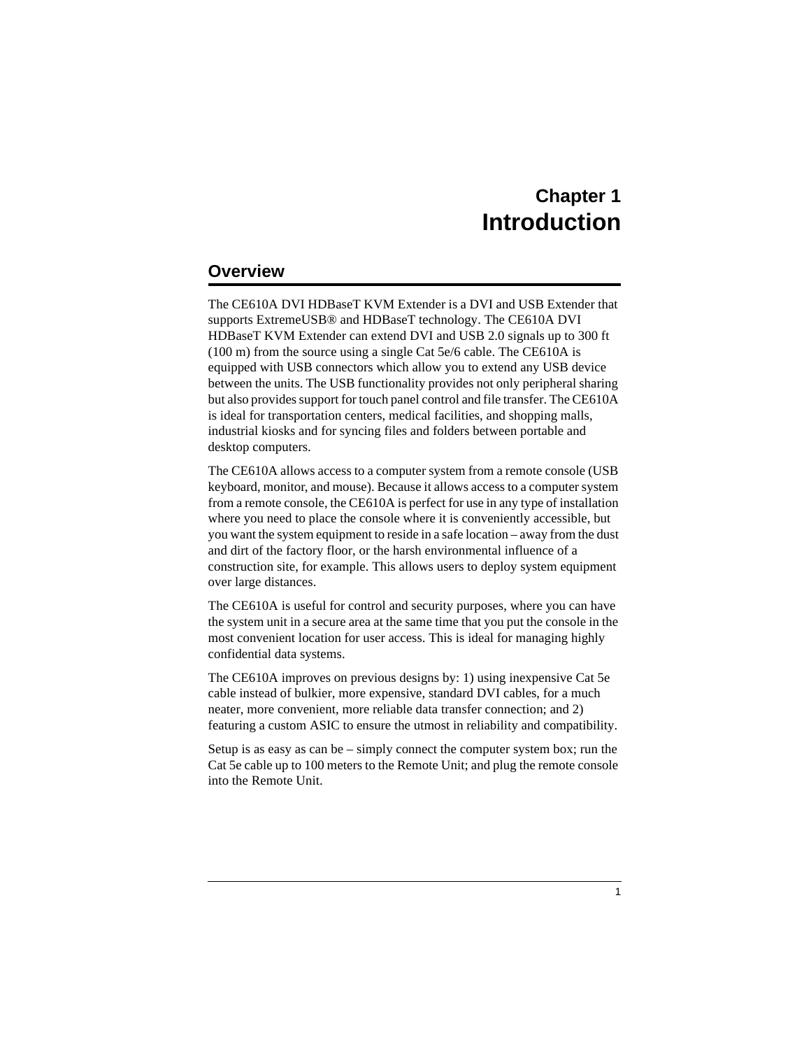# Chapter 1
# Introduction

## Overview

The CE610A DVI HDBaseT KVM Extender is a DVI and USB Extender that supports ExtremeUSB® and HDBaseT technology. The CE610A DVI HDBaseT KVM Extender can extend DVI and USB 2.0 signals up to 300 ft (100 m) from the source using a single Cat 5e/6 cable. The CE610A is equipped with USB connectors which allow you to extend any USB device between the units. The USB functionality provides not only peripheral sharing but also provides support for touch panel control and file transfer. The CE610A is ideal for transportation centers, medical facilities, and shopping malls, industrial kiosks and for syncing files and folders between portable and desktop computers.

The CE610A allows access to a computer system from a remote console (USB keyboard, monitor, and mouse). Because it allows access to a computer system from a remote console, the CE610A is perfect for use in any type of installation where you need to place the console where it is conveniently accessible, but you want the system equipment to reside in a safe location – away from the dust and dirt of the factory floor, or the harsh environmental influence of a construction site, for example. This allows users to deploy system equipment over large distances.

The CE610A is useful for control and security purposes, where you can have the system unit in a secure area at the same time that you put the console in the most convenient location for user access. This is ideal for managing highly confidential data systems.

The CE610A improves on previous designs by: 1) using inexpensive Cat 5e cable instead of bulkier, more expensive, standard DVI cables, for a much neater, more convenient, more reliable data transfer connection; and 2) featuring a custom ASIC to ensure the utmost in reliability and compatibility.

Setup is as easy as can be – simply connect the computer system box; run the Cat 5e cable up to 100 meters to the Remote Unit; and plug the remote console into the Remote Unit.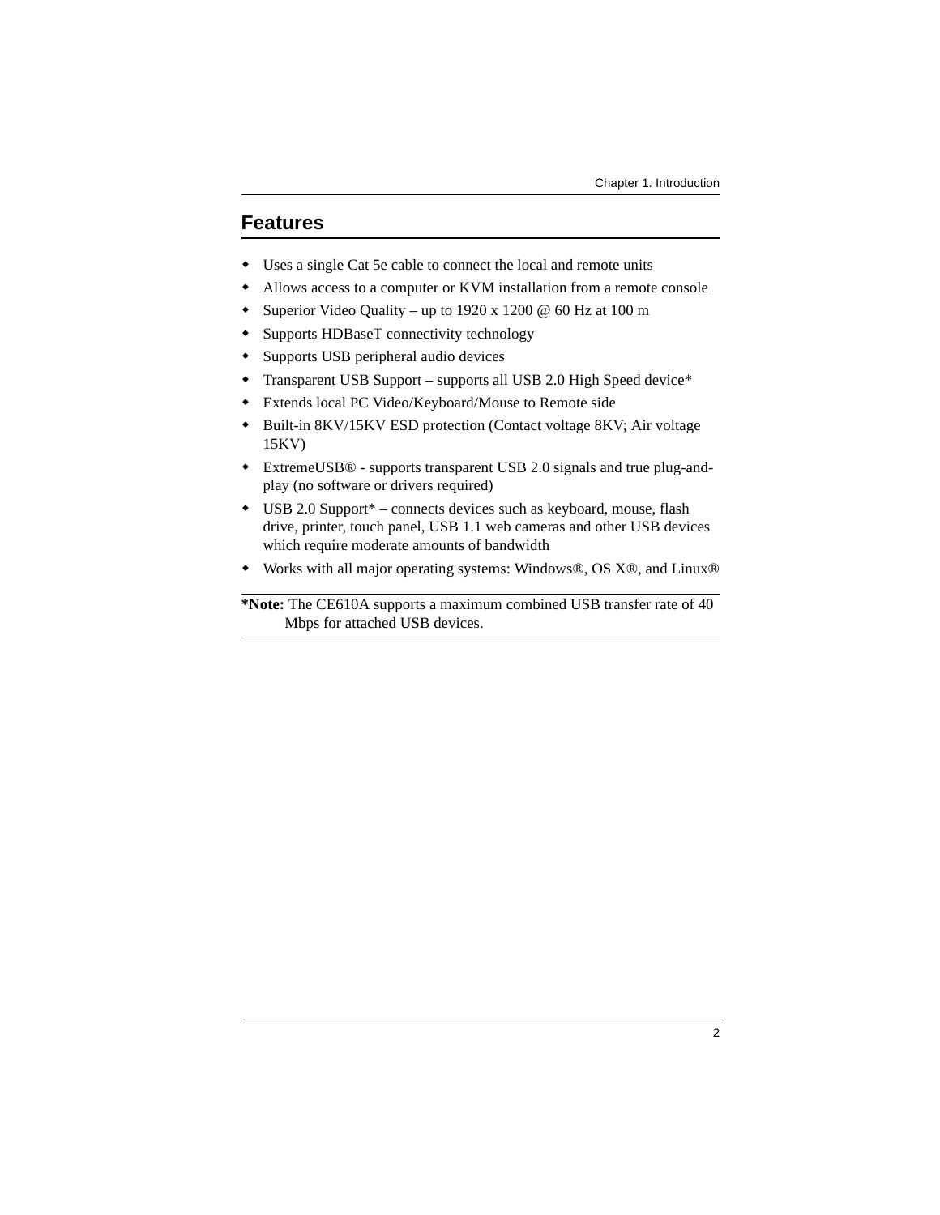## Features

- Uses a single Cat 5e cable to connect the local and remote units
- Allows access to a computer or KVM installation from a remote console
- Superior Video Quality – up to 1920 x 1200 @ 60 Hz at 100 m
- Supports HDBaseT connectivity technology
- Supports USB peripheral audio devices
- Transparent USB Support – supports all USB 2.0 High Speed device*
- Extends local PC Video/Keyboard/Mouse to Remote side
- Built-in 8KV/15KV ESD protection (Contact voltage 8KV; Air voltage 15KV)
- ExtremeUSB® - supports transparent USB 2.0 signals and true plug-and-play (no software or drivers required)
- USB 2.0 Support* – connects devices such as keyboard, mouse, flash drive, printer, touch panel, USB 1.1 web cameras and other USB devices which require moderate amounts of bandwidth
- Works with all major operating systems: Windows®, OS X®, and Linux®

**\*Note:** The CE610A supports a maximum combined USB transfer rate of 40 Mbps for attached USB devices.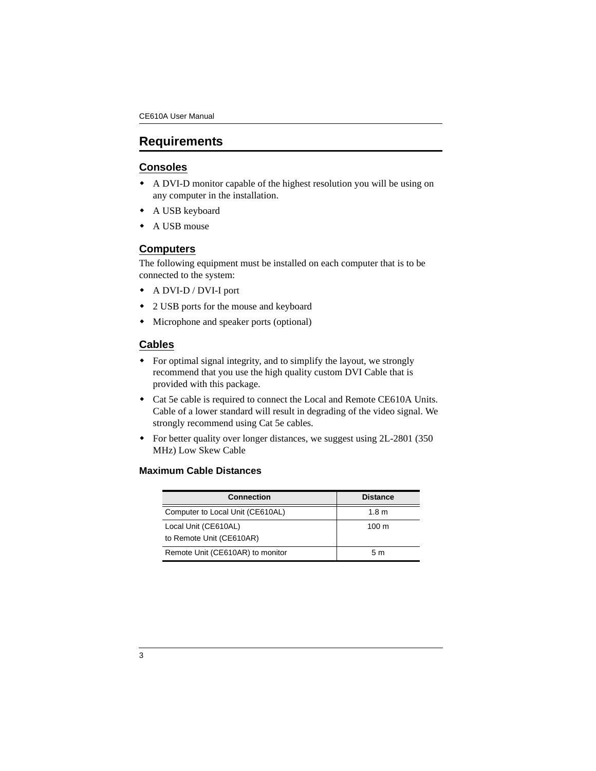# Requirements

## Consoles

- A DVI-D monitor capable of the highest resolution you will be using on any computer in the installation.
- A USB keyboard
- A USB mouse

## Computers

The following equipment must be installed on each computer that is to be connected to the system:

- A DVI-D / DVI-I port
- 2 USB ports for the mouse and keyboard
- Microphone and speaker ports (optional)

## Cables

- For optimal signal integrity, and to simplify the layout, we strongly recommend that you use the high quality custom DVI Cable that is provided with this package.
- Cat 5e cable is required to connect the Local and Remote CE610A Units. Cable of a lower standard will result in degrading of the video signal. We strongly recommend using Cat 5e cables.
- For better quality over longer distances, we suggest using 2L-2801 (350 MHz) Low Skew Cable

### Maximum Cable Distances

| Connection | Distance |
|---|---|
| Computer to Local Unit (CE610AL) | 1.8 m |
| Local Unit (CE610AL) to Remote Unit (CE610AR) | 100 m |
| Remote Unit (CE610AR) to monitor | 5 m |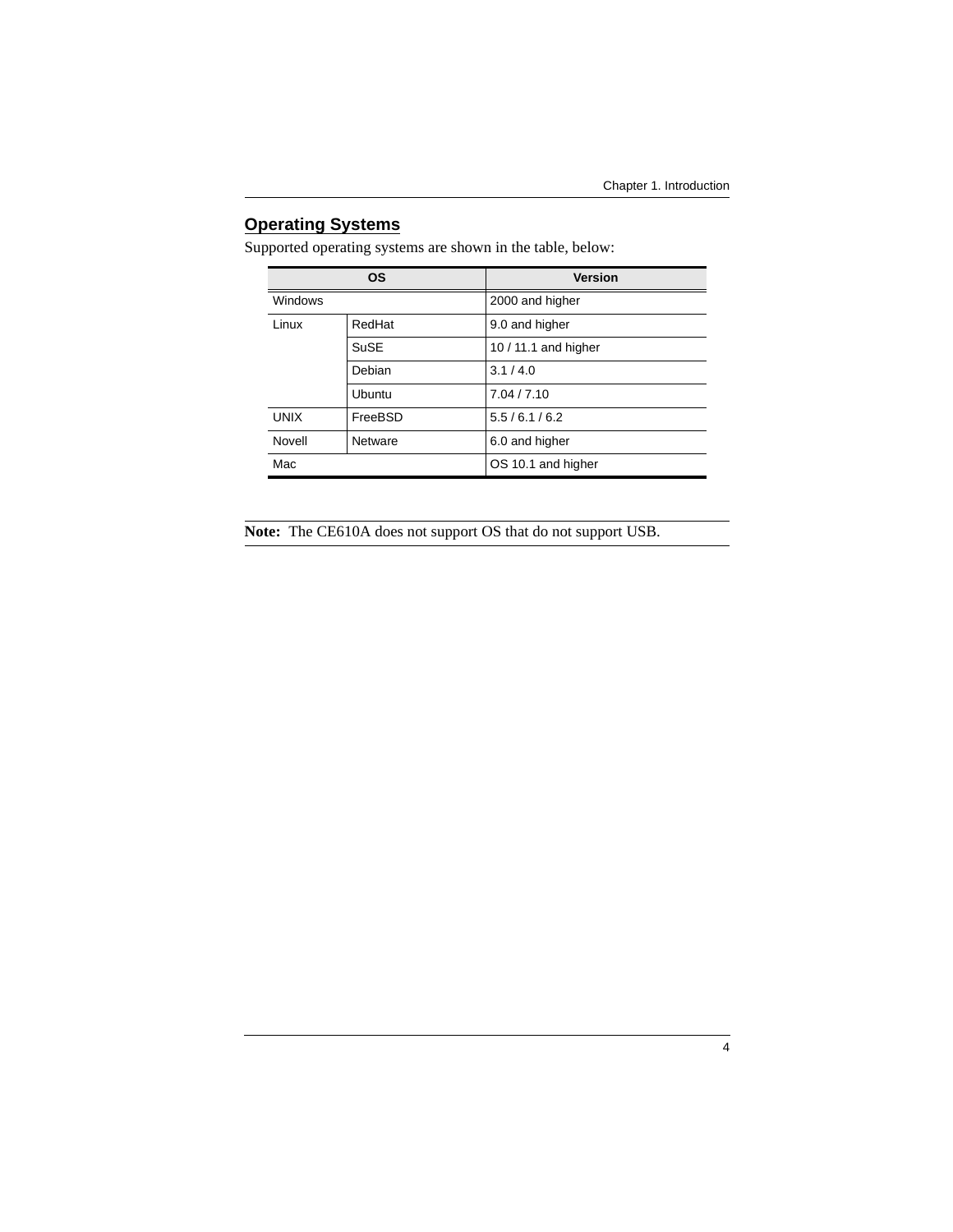## Operating Systems

Supported operating systems are shown in the table, below:

| OS | | Version |
|---|---|---|
| Windows | | 2000 and higher |
| Linux | RedHat | 9.0 and higher |
| | SuSE | 10 / 11.1 and higher |
| | Debian | 3.1 / 4.0 |
| | Ubuntu | 7.04 / 7.10 |
| UNIX | FreeBSD | 5.5 / 6.1 / 6.2 |
| Novell | Netware | 6.0 and higher |
| Mac | | OS 10.1 and higher |

**Note:** The CE610A does not support OS that do not support USB.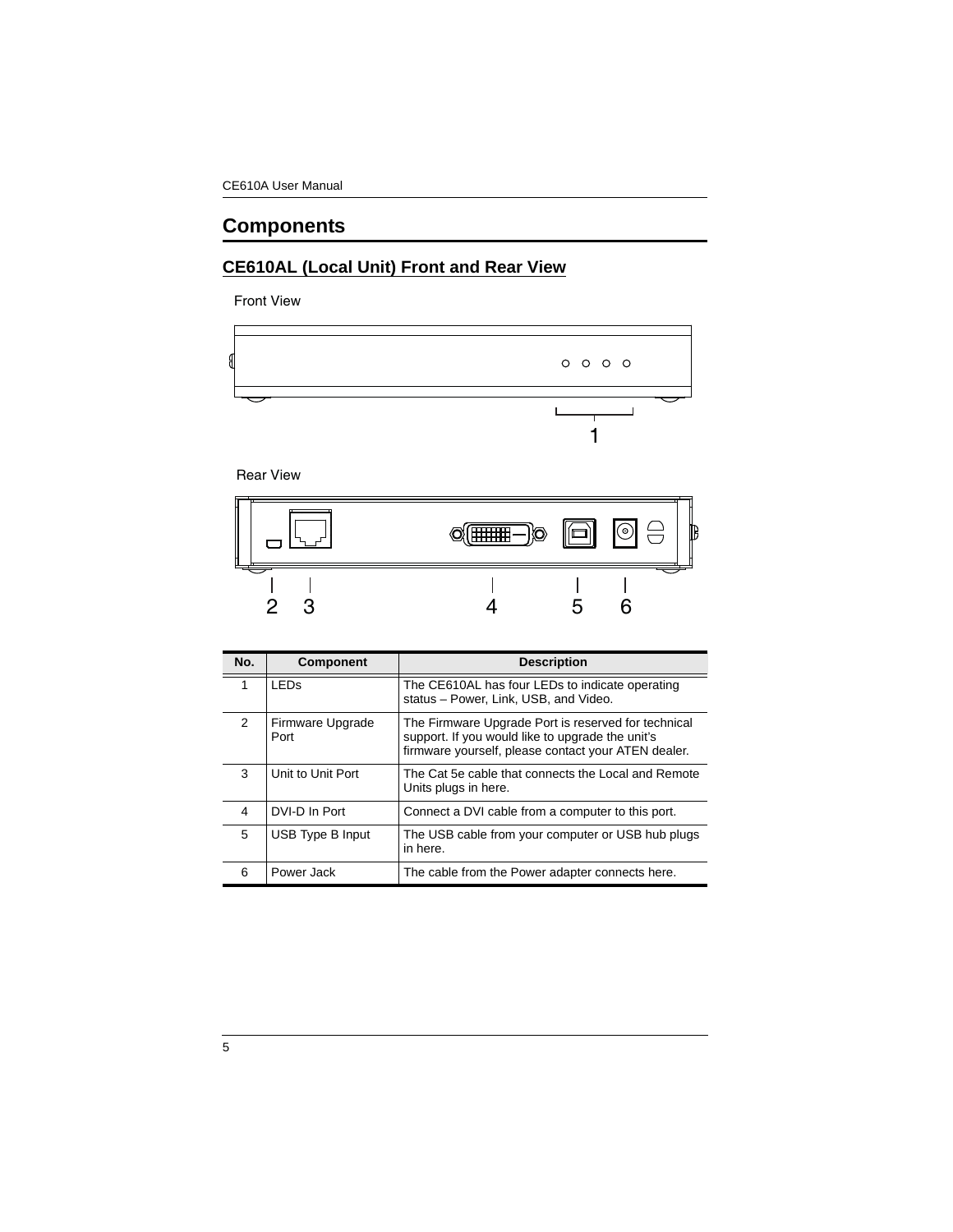# Components

## CE610AL (Local Unit) Front and Rear View

Front View

1

Rear View

2 3 4 5 6

| No. | Component | Description |
|---|---|---|
| 1 | LEDs | The CE610AL has four LEDs to indicate operating status – Power, Link, USB, and Video. |
| 2 | Firmware Upgrade Port | The Firmware Upgrade Port is reserved for technical support. If you would like to upgrade the unit's firmware yourself, please contact your ATEN dealer. |
| 3 | Unit to Unit Port | The Cat 5e cable that connects the Local and Remote Units plugs in here. |
| 4 | DVI-D In Port | Connect a DVI cable from a computer to this port. |
| 5 | USB Type B Input | The USB cable from your computer or USB hub plugs in here. |
| 6 | Power Jack | The cable from the Power adapter connects here. |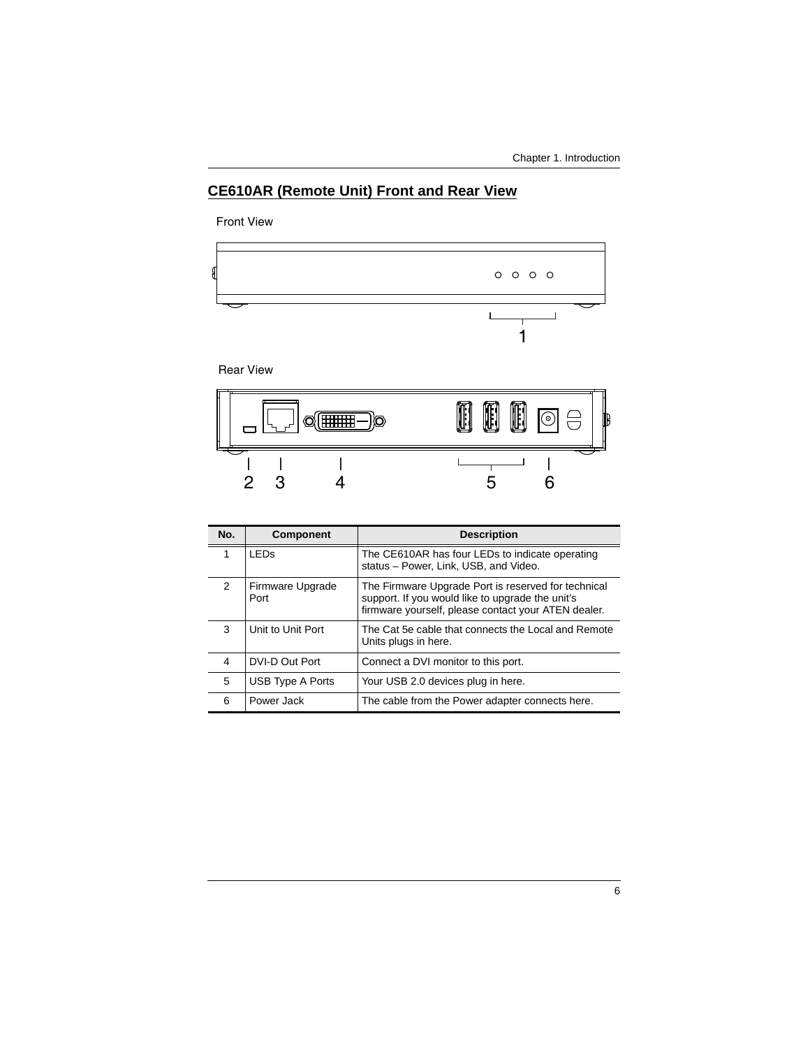## CE610AR (Remote Unit) Front and Rear View

Front View

Rear View

| No. | Component | Description |
|---|---|---|
| 1 | LEDs | The CE610AR has four LEDs to indicate operating status – Power, Link, USB, and Video. |
| 2 | Firmware Upgrade Port | The Firmware Upgrade Port is reserved for technical support. If you would like to upgrade the unit's firmware yourself, please contact your ATEN dealer. |
| 3 | Unit to Unit Port | The Cat 5e cable that connects the Local and Remote Units plugs in here. |
| 4 | DVI-D Out Port | Connect a DVI monitor to this port. |
| 5 | USB Type A Ports | Your USB 2.0 devices plug in here. |
| 6 | Power Jack | The cable from the Power adapter connects here. |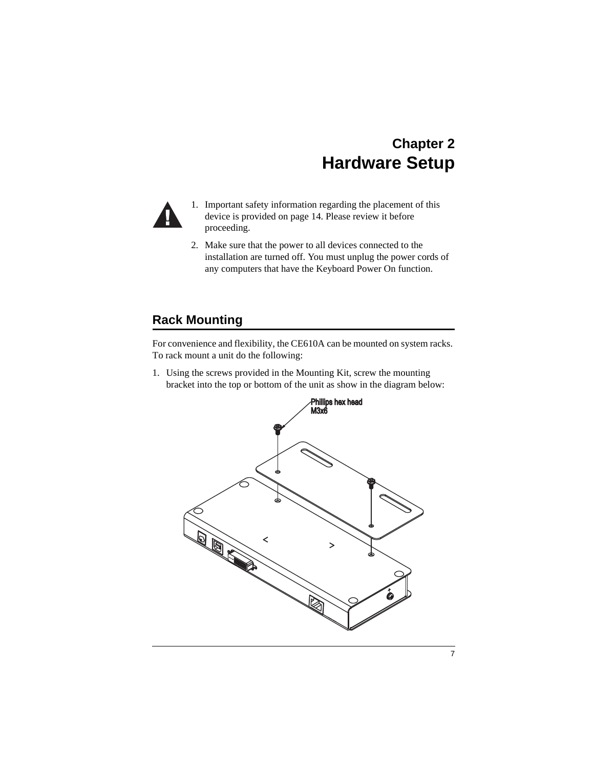# Chapter 2
# Hardware Setup

1. Important safety information regarding the placement of this device is provided on page 14. Please review it before proceeding.
2. Make sure that the power to all devices connected to the installation are turned off. You must unplug the power cords of any computers that have the Keyboard Power On function.

## Rack Mounting

For convenience and flexibility, the CE610A can be mounted on system racks. To rack mount a unit do the following:

1. Using the screws provided in the Mounting Kit, screw the mounting bracket into the top or bottom of the unit as show in the diagram below:

Phillips hex head
M3x6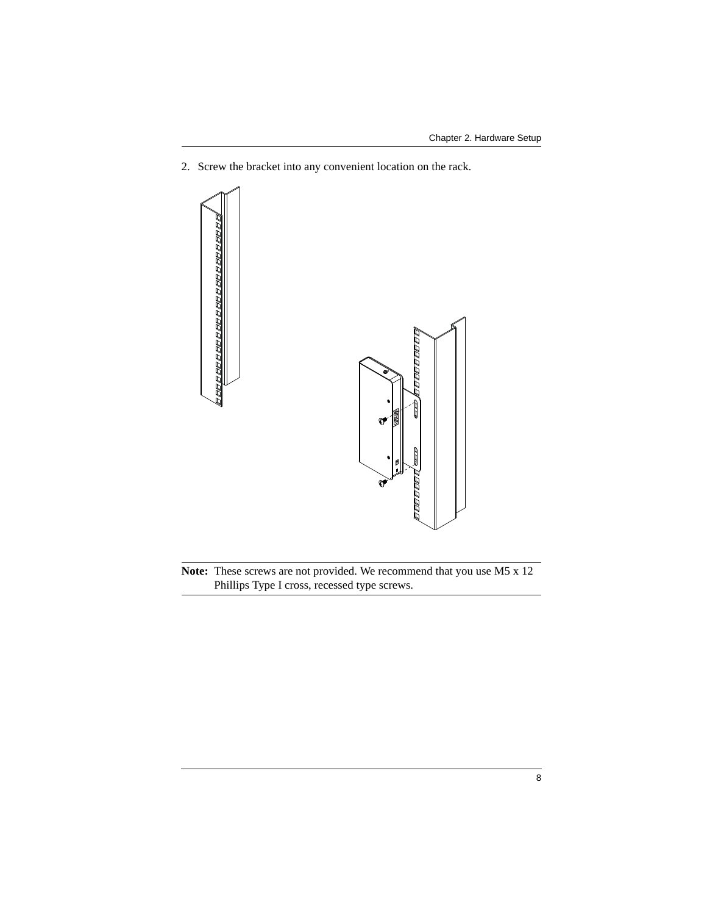2. Screw the bracket into any convenient location on the rack.

**Note:** These screws are not provided. We recommend that you use M5 x 12 Phillips Type I cross, recessed type screws.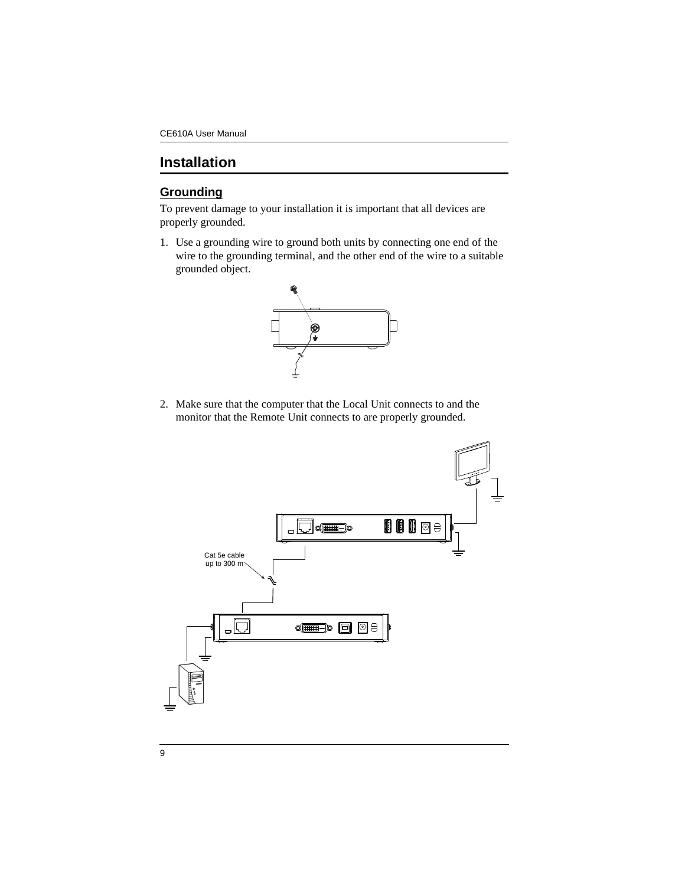# Installation

## Grounding

To prevent damage to your installation it is important that all devices are properly grounded.

1. Use a grounding wire to ground both units by connecting one end of the wire to the grounding terminal, and the other end of the wire to a suitable grounded object.

2. Make sure that the computer that the Local Unit connects to and the monitor that the Remote Unit connects to are properly grounded.

Cat 5e cable up to 300 m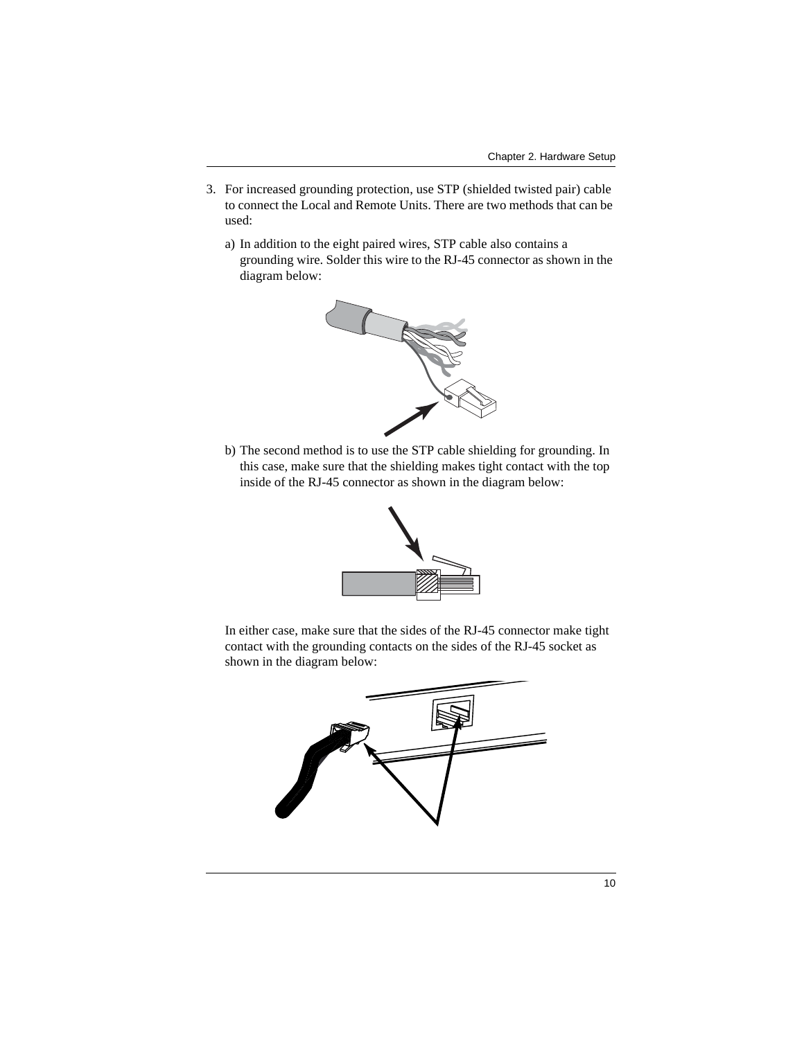3. For increased grounding protection, use STP (shielded twisted pair) cable to connect the Local and Remote Units. There are two methods that can be used:

   a) In addition to the eight paired wires, STP cable also contains a grounding wire. Solder this wire to the RJ-45 connector as shown in the diagram below:

   b) The second method is to use the STP cable shielding for grounding. In this case, make sure that the shielding makes tight contact with the top inside of the RJ-45 connector as shown in the diagram below:

   In either case, make sure that the sides of the RJ-45 connector make tight contact with the grounding contacts on the sides of the RJ-45 socket as shown in the diagram below: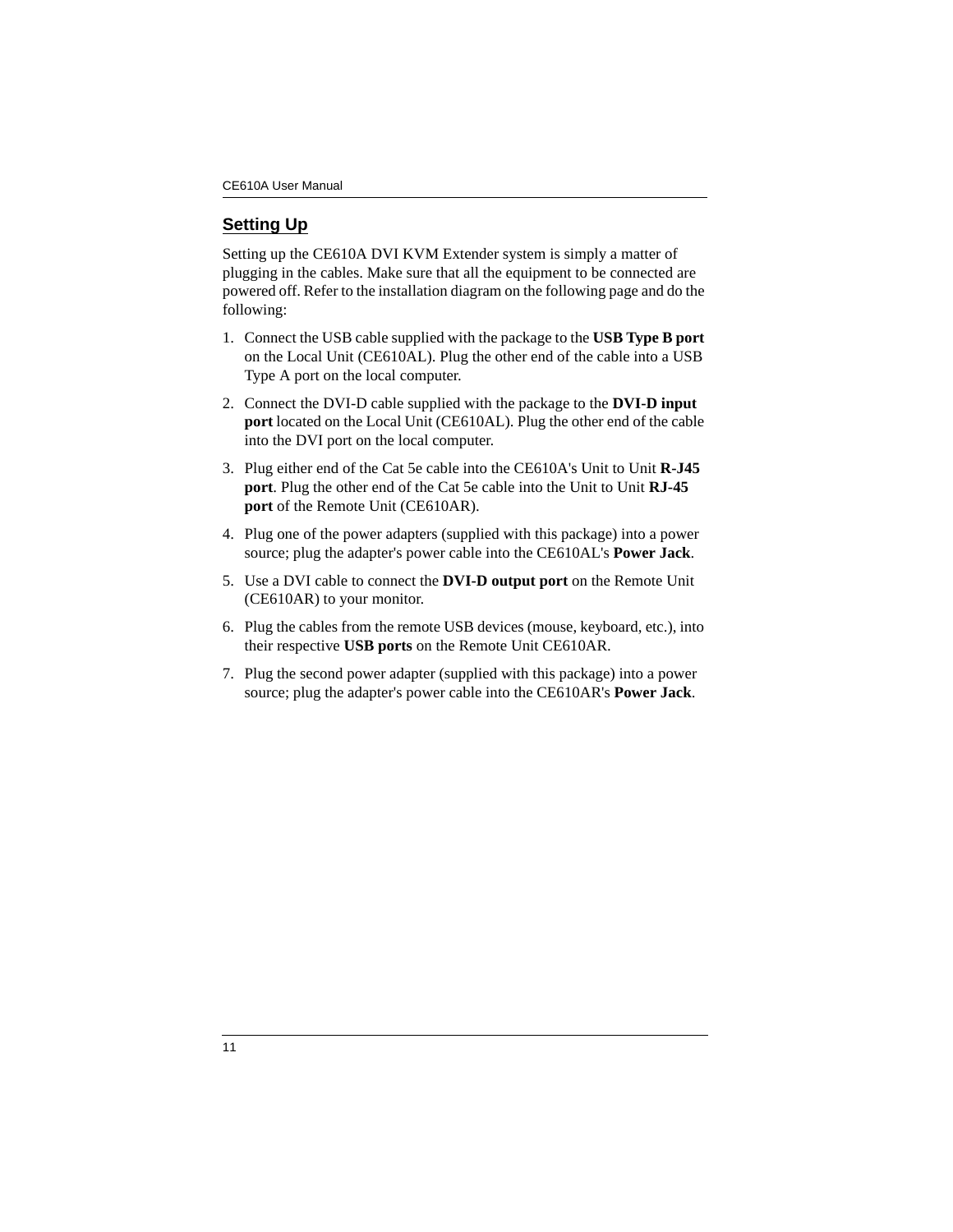## Setting Up

Setting up the CE610A DVI KVM Extender system is simply a matter of plugging in the cables. Make sure that all the equipment to be connected are powered off. Refer to the installation diagram on the following page and do the following:

1. Connect the USB cable supplied with the package to the **USB Type B port** on the Local Unit (CE610AL). Plug the other end of the cable into a USB Type A port on the local computer.
2. Connect the DVI-D cable supplied with the package to the **DVI-D input port** located on the Local Unit (CE610AL). Plug the other end of the cable into the DVI port on the local computer.
3. Plug either end of the Cat 5e cable into the CE610A's Unit to Unit **R-J45 port**. Plug the other end of the Cat 5e cable into the Unit to Unit **RJ-45 port** of the Remote Unit (CE610AR).
4. Plug one of the power adapters (supplied with this package) into a power source; plug the adapter's power cable into the CE610AL's **Power Jack**.
5. Use a DVI cable to connect the **DVI-D output port** on the Remote Unit (CE610AR) to your monitor.
6. Plug the cables from the remote USB devices (mouse, keyboard, etc.), into their respective **USB ports** on the Remote Unit CE610AR.
7. Plug the second power adapter (supplied with this package) into a power source; plug the adapter's power cable into the CE610AR's **Power Jack**.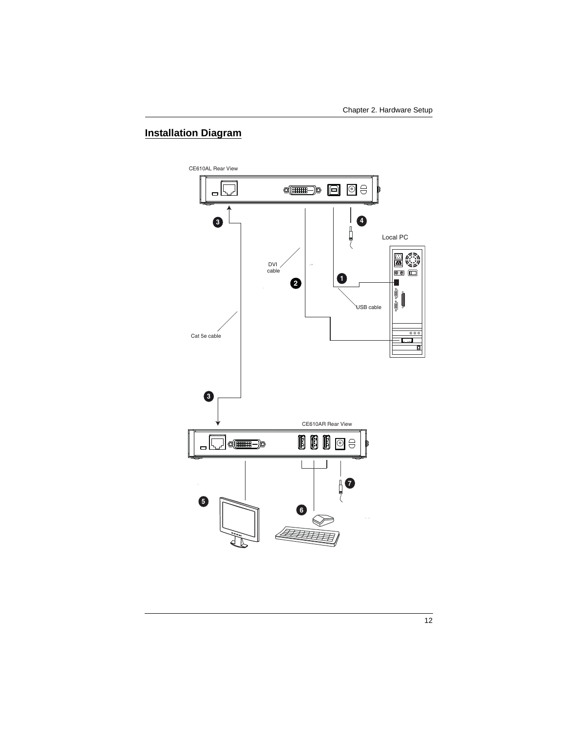## Installation Diagram

CE610AL Rear View

Local PC

DVI cable

USB cable

Cat 5e cable

CE610AR Rear View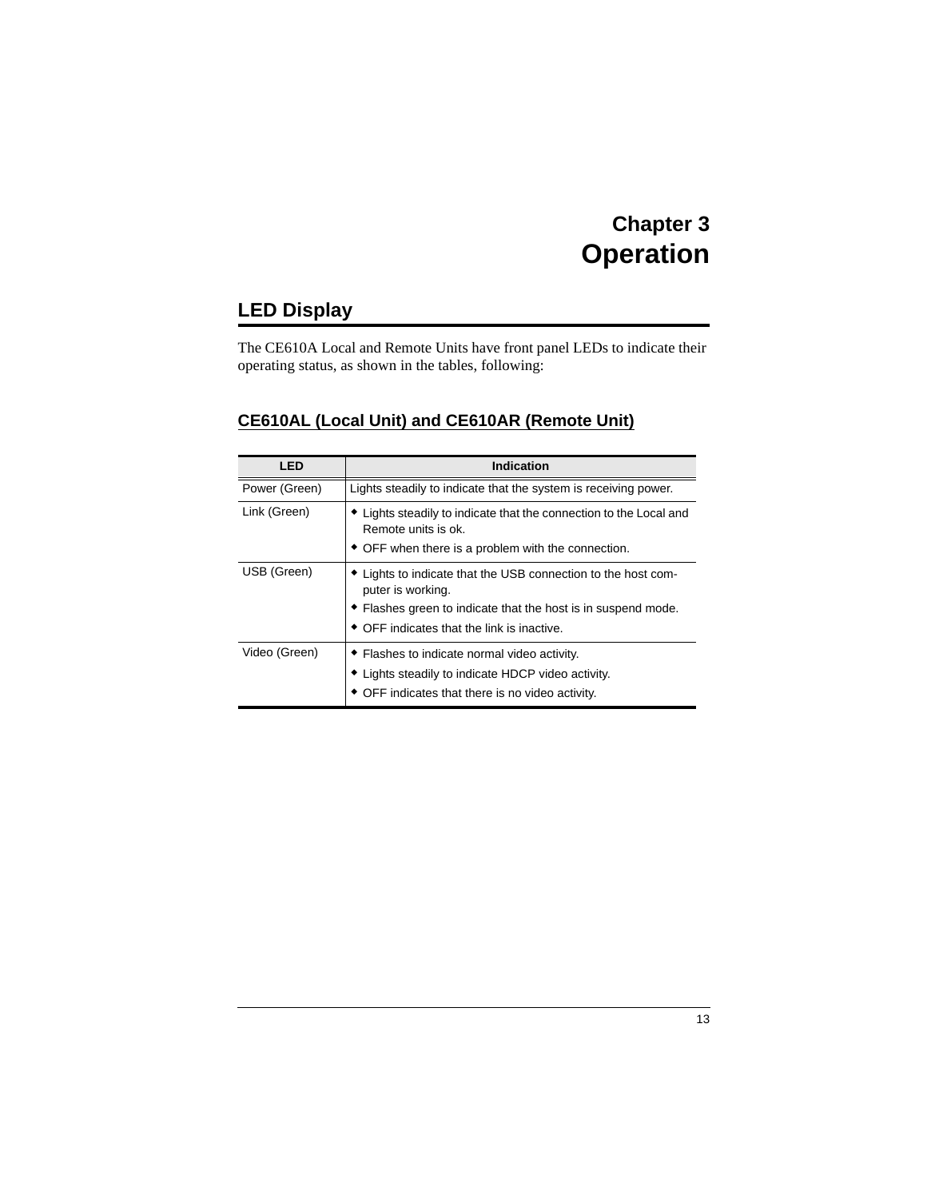# Chapter 3
# Operation

## LED Display

The CE610A Local and Remote Units have front panel LEDs to indicate their operating status, as shown in the tables, following:

### CE610AL (Local Unit) and CE610AR (Remote Unit)

| LED | Indication |
|---|---|
| Power (Green) | Lights steadily to indicate that the system is receiving power. |
| Link (Green) | ◆ Lights steadily to indicate that the connection to the Local and Remote units is ok.<br>◆ OFF when there is a problem with the connection. |
| USB (Green) | ◆ Lights to indicate that the USB connection to the host computer is working.<br>◆ Flashes green to indicate that the host is in suspend mode.<br>◆ OFF indicates that the link is inactive. |
| Video (Green) | ◆ Flashes to indicate normal video activity.<br>◆ Lights steadily to indicate HDCP video activity.<br>◆ OFF indicates that there is no video activity. |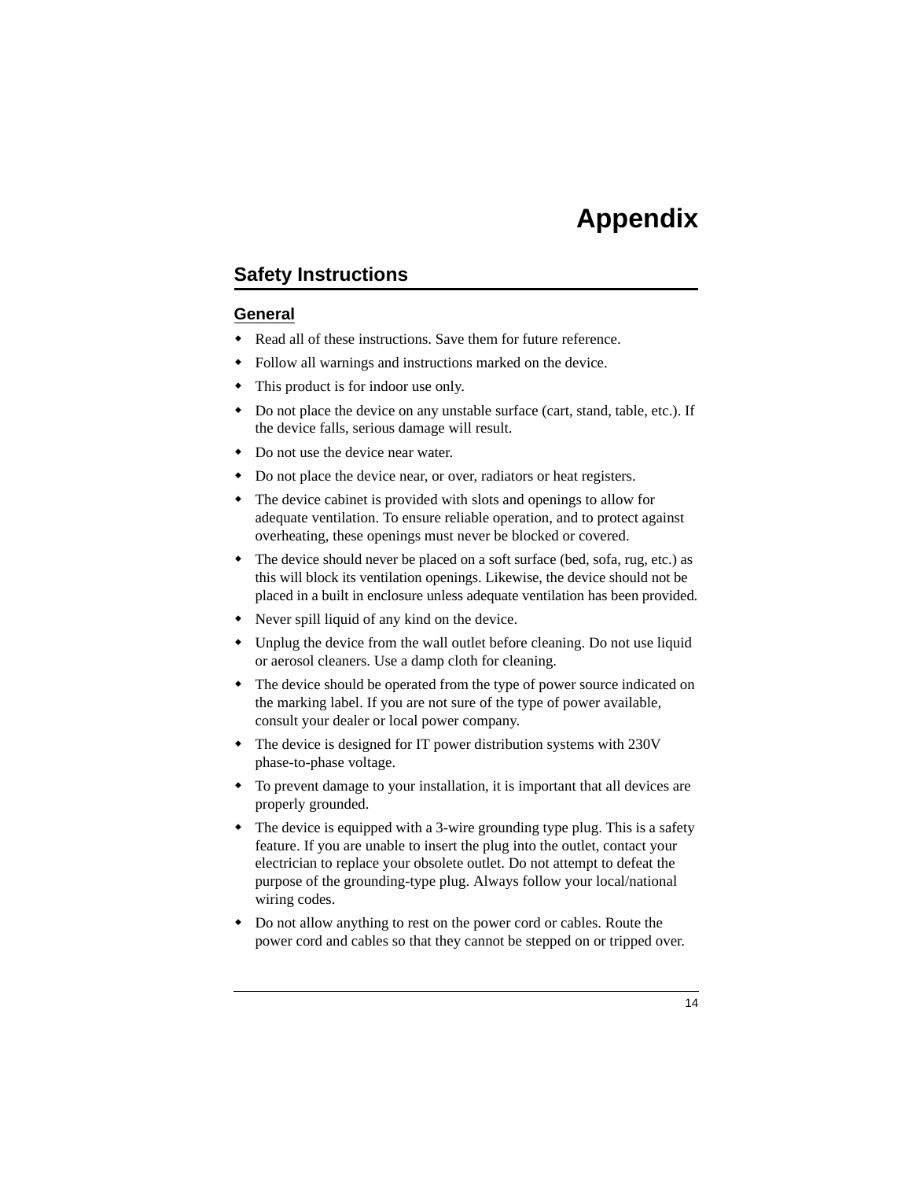# Appendix

## Safety Instructions

### General

- Read all of these instructions. Save them for future reference.
- Follow all warnings and instructions marked on the device.
- This product is for indoor use only.
- Do not place the device on any unstable surface (cart, stand, table, etc.). If the device falls, serious damage will result.
- Do not use the device near water.
- Do not place the device near, or over, radiators or heat registers.
- The device cabinet is provided with slots and openings to allow for adequate ventilation. To ensure reliable operation, and to protect against overheating, these openings must never be blocked or covered.
- The device should never be placed on a soft surface (bed, sofa, rug, etc.) as this will block its ventilation openings. Likewise, the device should not be placed in a built in enclosure unless adequate ventilation has been provided.
- Never spill liquid of any kind on the device.
- Unplug the device from the wall outlet before cleaning. Do not use liquid or aerosol cleaners. Use a damp cloth for cleaning.
- The device should be operated from the type of power source indicated on the marking label. If you are not sure of the type of power available, consult your dealer or local power company.
- The device is designed for IT power distribution systems with 230V phase-to-phase voltage.
- To prevent damage to your installation, it is important that all devices are properly grounded.
- The device is equipped with a 3-wire grounding type plug. This is a safety feature. If you are unable to insert the plug into the outlet, contact your electrician to replace your obsolete outlet. Do not attempt to defeat the purpose of the grounding-type plug. Always follow your local/national wiring codes.
- Do not allow anything to rest on the power cord or cables. Route the power cord and cables so that they cannot be stepped on or tripped over.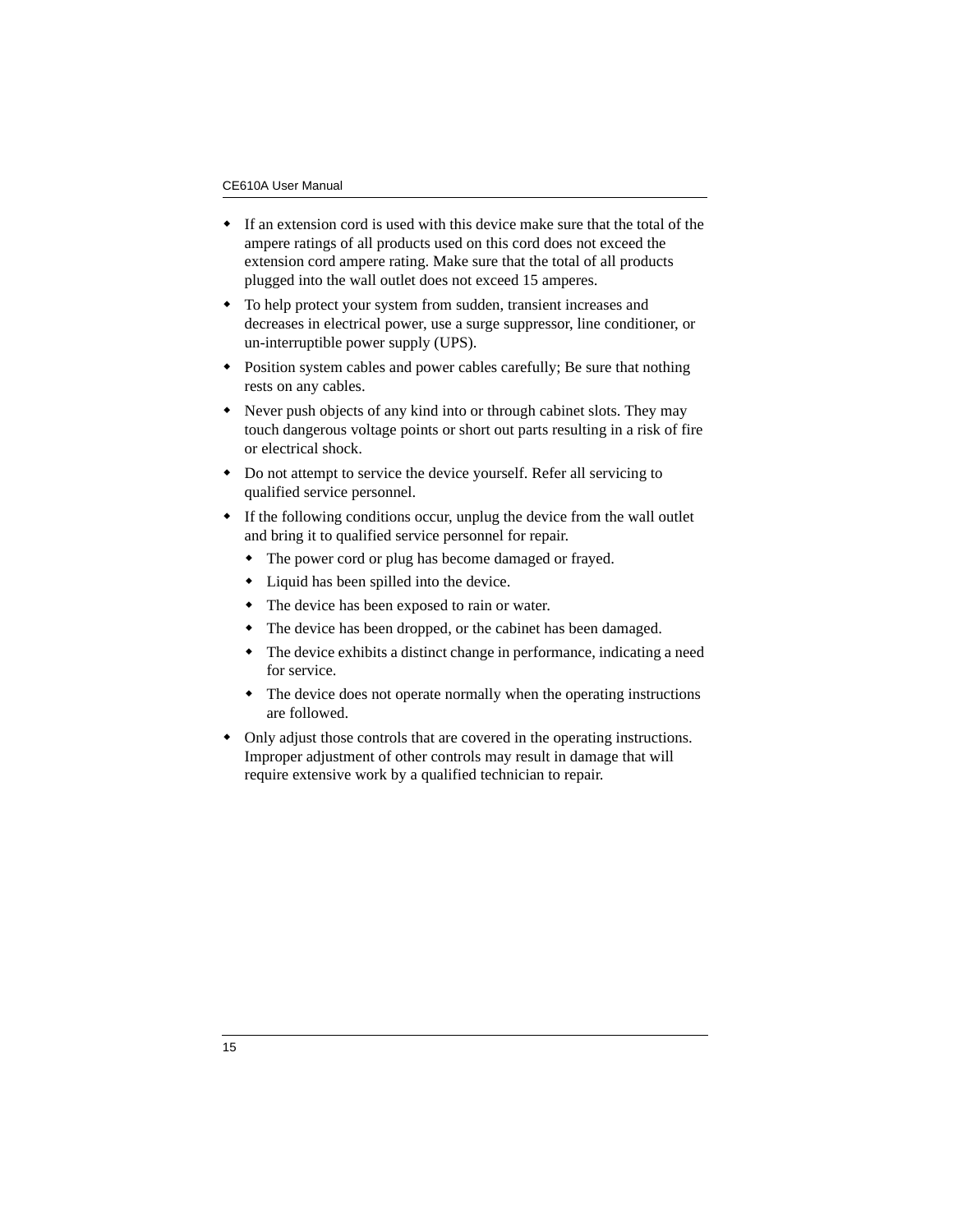- If an extension cord is used with this device make sure that the total of the ampere ratings of all products used on this cord does not exceed the extension cord ampere rating. Make sure that the total of all products plugged into the wall outlet does not exceed 15 amperes.
- To help protect your system from sudden, transient increases and decreases in electrical power, use a surge suppressor, line conditioner, or un-interruptible power supply (UPS).
- Position system cables and power cables carefully; Be sure that nothing rests on any cables.
- Never push objects of any kind into or through cabinet slots. They may touch dangerous voltage points or short out parts resulting in a risk of fire or electrical shock.
- Do not attempt to service the device yourself. Refer all servicing to qualified service personnel.
- If the following conditions occur, unplug the device from the wall outlet and bring it to qualified service personnel for repair.
    - The power cord or plug has become damaged or frayed.
    - Liquid has been spilled into the device.
    - The device has been exposed to rain or water.
    - The device has been dropped, or the cabinet has been damaged.
    - The device exhibits a distinct change in performance, indicating a need for service.
    - The device does not operate normally when the operating instructions are followed.
- Only adjust those controls that are covered in the operating instructions. Improper adjustment of other controls may result in damage that will require extensive work by a qualified technician to repair.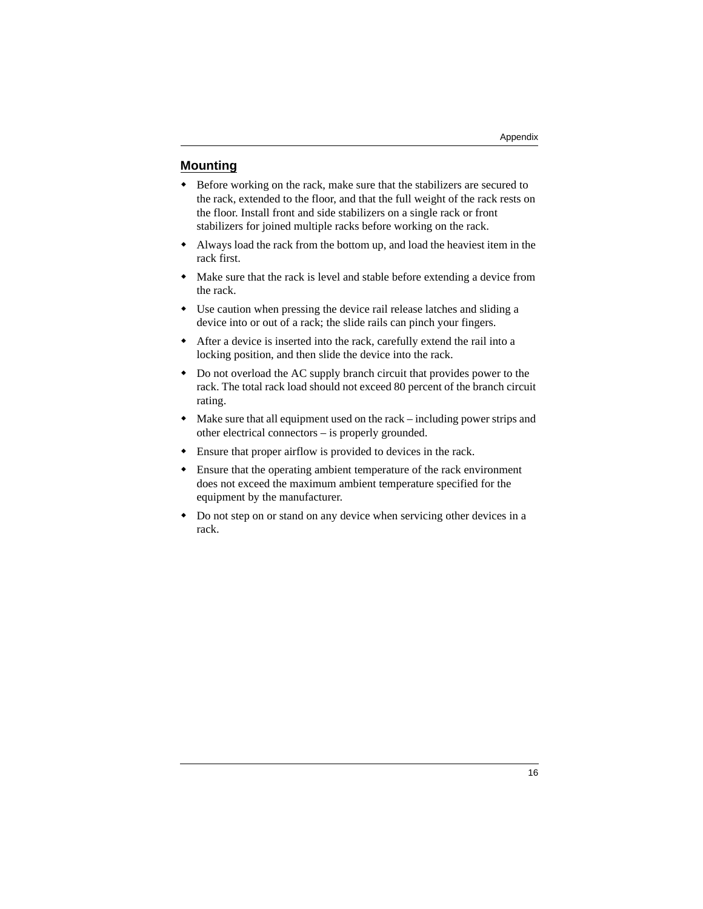## Mounting

- Before working on the rack, make sure that the stabilizers are secured to the rack, extended to the floor, and that the full weight of the rack rests on the floor. Install front and side stabilizers on a single rack or front stabilizers for joined multiple racks before working on the rack.
- Always load the rack from the bottom up, and load the heaviest item in the rack first.
- Make sure that the rack is level and stable before extending a device from the rack.
- Use caution when pressing the device rail release latches and sliding a device into or out of a rack; the slide rails can pinch your fingers.
- After a device is inserted into the rack, carefully extend the rail into a locking position, and then slide the device into the rack.
- Do not overload the AC supply branch circuit that provides power to the rack. The total rack load should not exceed 80 percent of the branch circuit rating.
- Make sure that all equipment used on the rack – including power strips and other electrical connectors – is properly grounded.
- Ensure that proper airflow is provided to devices in the rack.
- Ensure that the operating ambient temperature of the rack environment does not exceed the maximum ambient temperature specified for the equipment by the manufacturer.
- Do not step on or stand on any device when servicing other devices in a rack.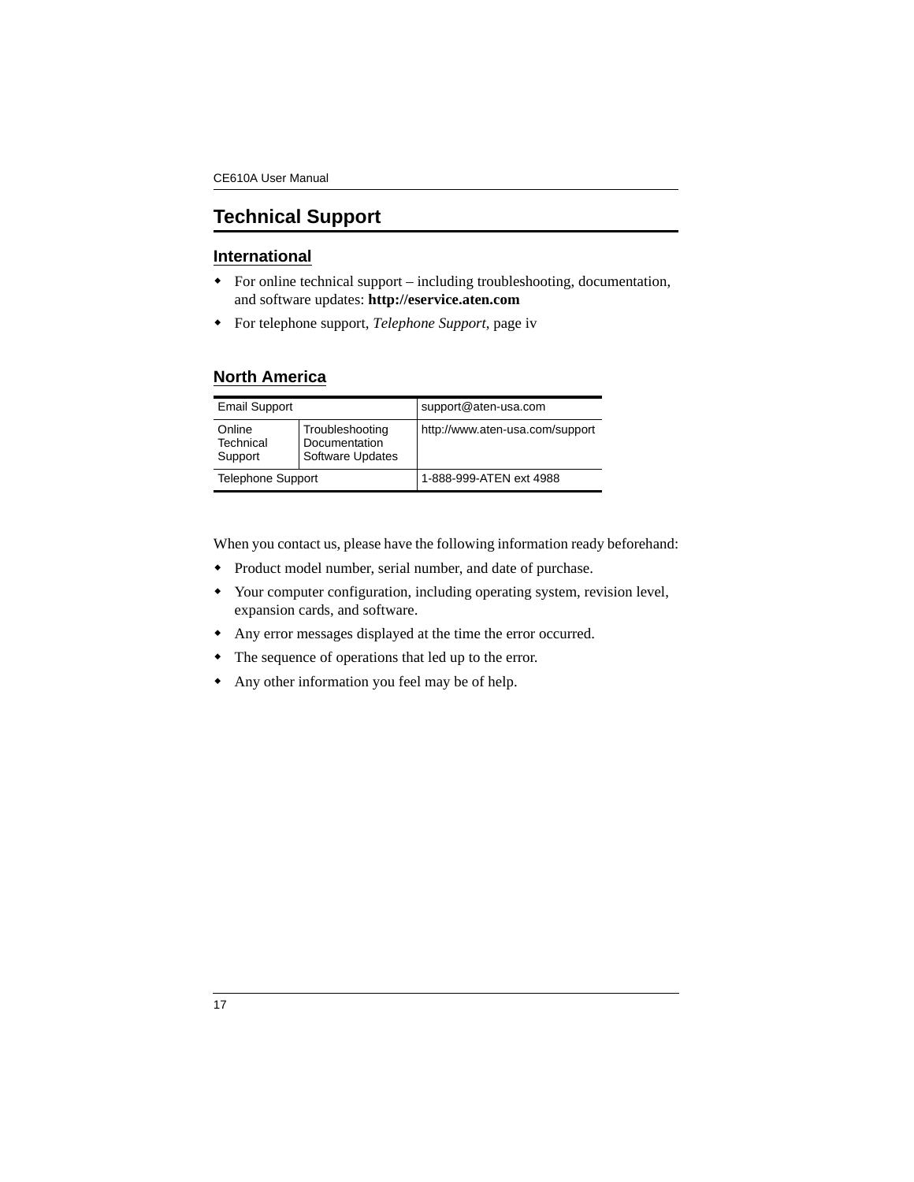# Technical Support

## International

- For online technical support – including troubleshooting, documentation, and software updates: **http://eservice.aten.com**
- For telephone support, *Telephone Support*, page iv

## North America

| Email Support | | support@aten-usa.com |
|---|---|---|
| Online Technical Support | Troubleshooting Documentation Software Updates | http://www.aten-usa.com/support |
| Telephone Support | | 1-888-999-ATEN ext 4988 |

When you contact us, please have the following information ready beforehand:

- Product model number, serial number, and date of purchase.
- Your computer configuration, including operating system, revision level, expansion cards, and software.
- Any error messages displayed at the time the error occurred.
- The sequence of operations that led up to the error.
- Any other information you feel may be of help.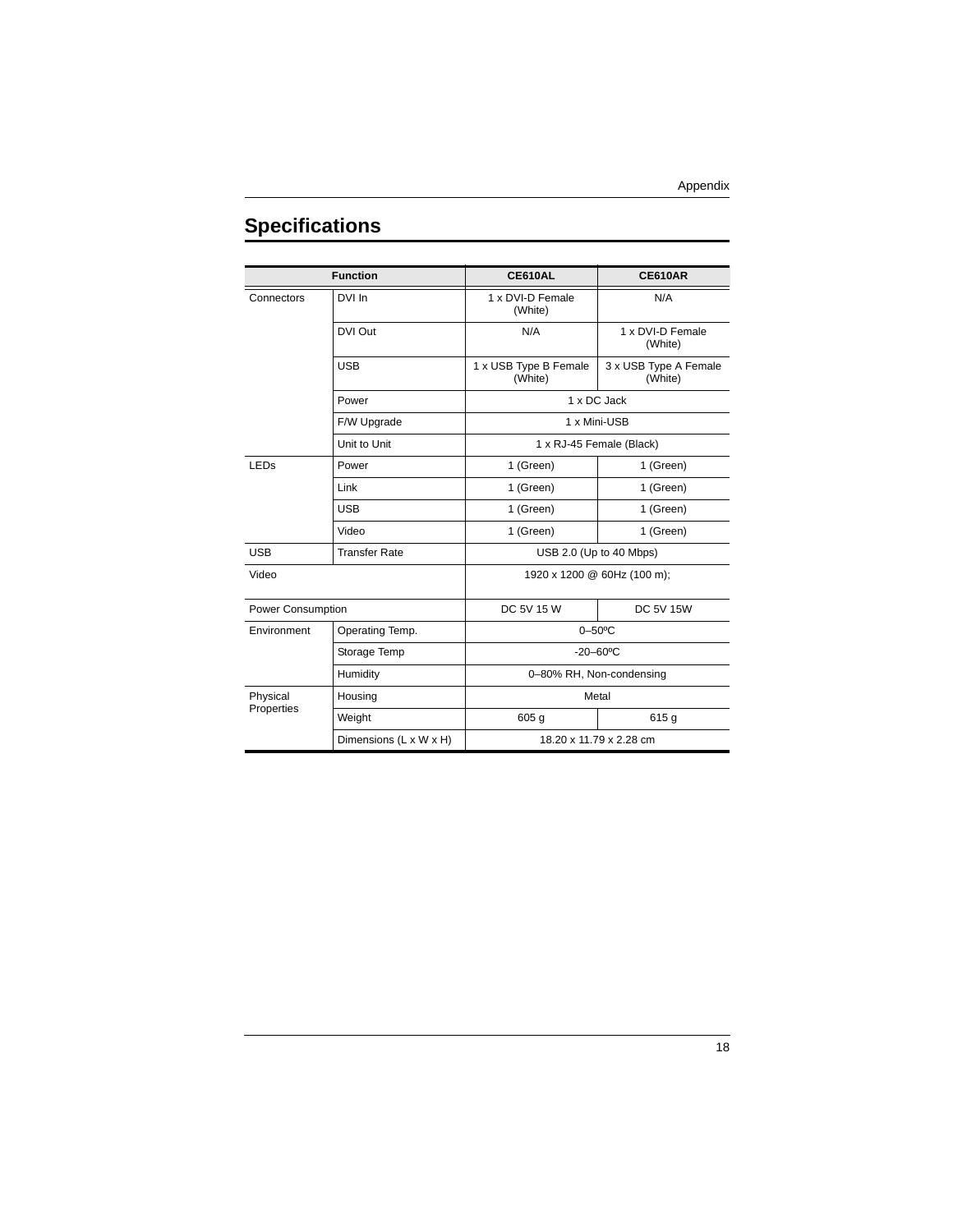## Specifications

| Function | | CE610AL | CE610AR |
|---|---|---|---|
| Connectors | DVI In | 1 x DVI-D Female (White) | N/A |
| | DVI Out | N/A | 1 x DVI-D Female (White) |
| | USB | 1 x USB Type B Female (White) | 3 x USB Type A Female (White) |
| | Power | 1 x DC Jack | |
| | F/W Upgrade | 1 x Mini-USB | |
| | Unit to Unit | 1 x RJ-45 Female (Black) | |
| LEDs | Power | 1 (Green) | 1 (Green) |
| | Link | 1 (Green) | 1 (Green) |
| | USB | 1 (Green) | 1 (Green) |
| | Video | 1 (Green) | 1 (Green) |
| USB | Transfer Rate | USB 2.0 (Up to 40 Mbps) | |
| Video | | 1920 x 1200 @ 60Hz (100 m); | |
| Power Consumption | | DC 5V 15 W | DC 5V 15W |
| Environment | Operating Temp. | 0–50ºC | |
| | Storage Temp | -20–60ºC | |
| | Humidity | 0–80% RH, Non-condensing | |
| Physical Properties | Housing | Metal | |
| | Weight | 605 g | 615 g |
| | Dimensions (L x W x H) | 18.20 x 11.79 x 2.28 cm | |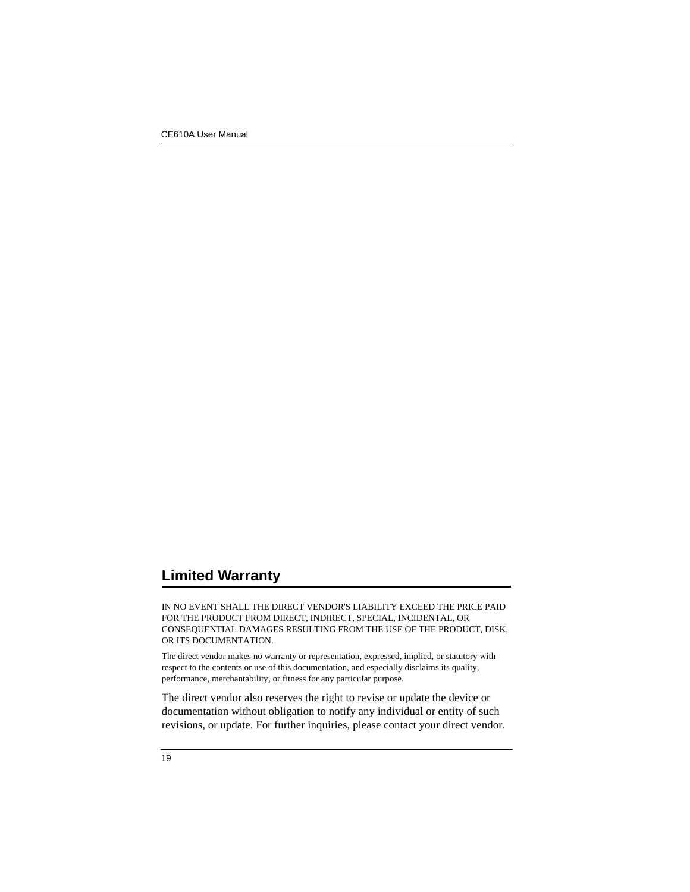## Limited Warranty

IN NO EVENT SHALL THE DIRECT VENDOR'S LIABILITY EXCEED THE PRICE PAID FOR THE PRODUCT FROM DIRECT, INDIRECT, SPECIAL, INCIDENTAL, OR CONSEQUENTIAL DAMAGES RESULTING FROM THE USE OF THE PRODUCT, DISK, OR ITS DOCUMENTATION.

The direct vendor makes no warranty or representation, expressed, implied, or statutory with respect to the contents or use of this documentation, and especially disclaims its quality, performance, merchantability, or fitness for any particular purpose.

The direct vendor also reserves the right to revise or update the device or documentation without obligation to notify any individual or entity of such revisions, or update. For further inquiries, please contact your direct vendor.